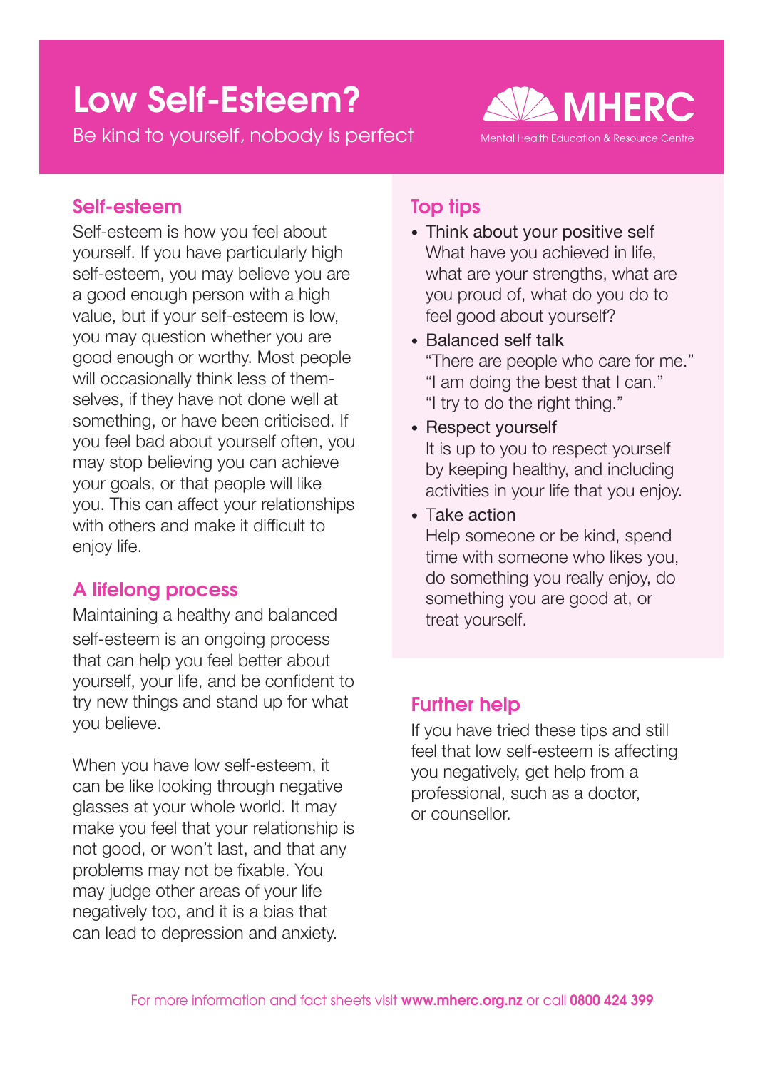# Low Self-Esteem?

Be kind to yourself, nobody is perfect

MHERC
Mental Health Education & Resource Centre

## Self-esteem

Self-esteem is how you feel about yourself. If you have particularly high self-esteem, you may believe you are a good enough person with a high value, but if your self-esteem is low, you may question whether you are good enough or worthy. Most people will occasionally think less of themselves, if they have not done well at something, or have been criticised. If you feel bad about yourself often, you may stop believing you can achieve your goals, or that people will like you. This can affect your relationships with others and make it difficult to enjoy life.

## A lifelong process

Maintaining a healthy and balanced self-esteem is an ongoing process that can help you feel better about yourself, your life, and be confident to try new things and stand up for what you believe.

When you have low self-esteem, it can be like looking through negative glasses at your whole world. It may make you feel that your relationship is not good, or won't last, and that any problems may not be fixable. You may judge other areas of your life negatively too, and it is a bias that can lead to depression and anxiety.

## Top tips

- Think about your positive self
  What have you achieved in life, what are your strengths, what are you proud of, what do you do to feel good about yourself?
- Balanced self talk
  "There are people who care for me."
  "I am doing the best that I can."
  "I try to do the right thing."
- Respect yourself
  It is up to you to respect yourself by keeping healthy, and including activities in your life that you enjoy.
- Take action
  Help someone or be kind, spend time with someone who likes you, do something you really enjoy, do something you are good at, or treat yourself.

## Further help

If you have tried these tips and still feel that low self-esteem is affecting you negatively, get help from a professional, such as a doctor, or counsellor.

For more information and fact sheets visit **www.mherc.org.nz** or call **0800 424 399**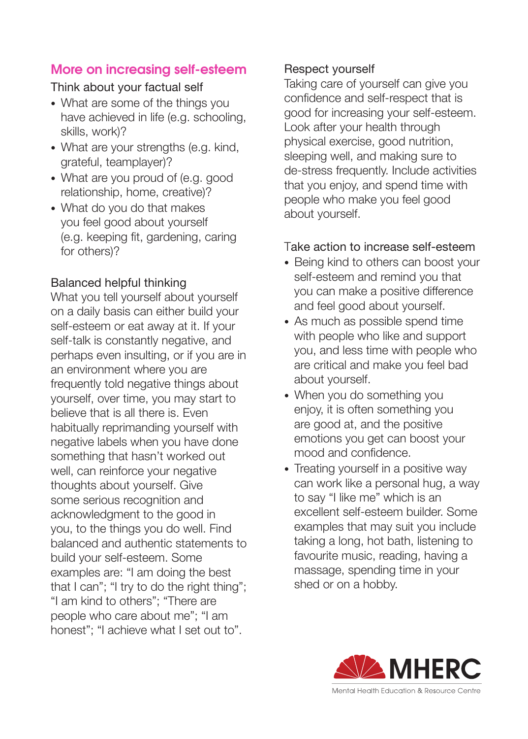## More on increasing self-esteem

### Think about your factual self

- What are some of the things you have achieved in life (e.g. schooling, skills, work)?
- What are your strengths (e.g. kind, grateful, teamplayer)?
- What are you proud of (e.g. good relationship, home, creative)?
- What do you do that makes you feel good about yourself (e.g. keeping fit, gardening, caring for others)?

### Balanced helpful thinking

What you tell yourself about yourself on a daily basis can either build your self-esteem or eat away at it. If your self-talk is constantly negative, and perhaps even insulting, or if you are in an environment where you are frequently told negative things about yourself, over time, you may start to believe that is all there is. Even habitually reprimanding yourself with negative labels when you have done something that hasn't worked out well, can reinforce your negative thoughts about yourself. Give some serious recognition and acknowledgment to the good in you, to the things you do well. Find balanced and authentic statements to build your self-esteem. Some examples are: "I am doing the best that I can"; "I try to do the right thing"; "I am kind to others"; "There are people who care about me"; "I am honest"; "I achieve what I set out to".

### Respect yourself

Taking care of yourself can give you confidence and self-respect that is good for increasing your self-esteem. Look after your health through physical exercise, good nutrition, sleeping well, and making sure to de-stress frequently. Include activities that you enjoy, and spend time with people who make you feel good about yourself.

### Take action to increase self-esteem

- Being kind to others can boost your self-esteem and remind you that you can make a positive difference and feel good about yourself.
- As much as possible spend time with people who like and support you, and less time with people who are critical and make you feel bad about yourself.
- When you do something you enjoy, it is often something you are good at, and the positive emotions you get can boost your mood and confidence.
- Treating yourself in a positive way can work like a personal hug, a way to say "I like me" which is an excellent self-esteem builder. Some examples that may suit you include taking a long, hot bath, listening to favourite music, reading, having a massage, spending time in your shed or on a hobby.

MHERC
Mental Health Education & Resource Centre